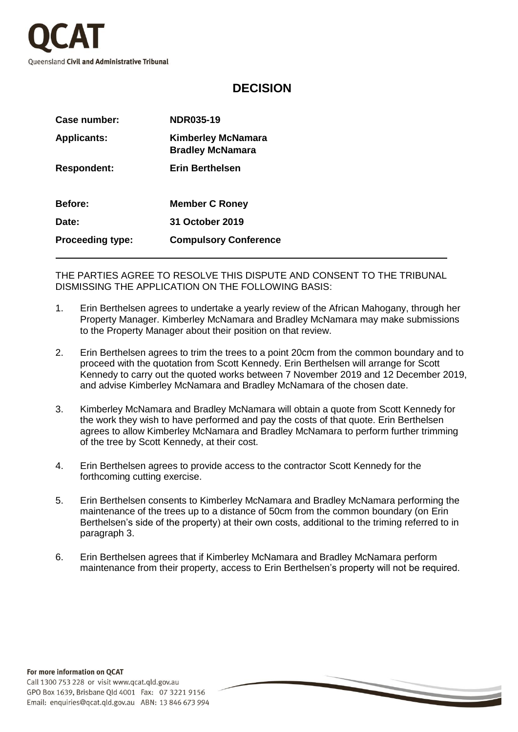# QCAT

Queensland **Civil and Administrative Tribunal**

## DECISION

| | |
|---|---|
| **Case number:** | **NDR035-19** |
| **Applicants:** | **Kimberley McNamara**<br>**Bradley McNamara** |
| **Respondent:** | **Erin Berthelsen** |
| **Before:** | **Member C Roney** |
| **Date:** | **31 October 2019** |
| **Proceeding type:** | **Compulsory Conference** |

THE PARTIES AGREE TO RESOLVE THIS DISPUTE AND CONSENT TO THE TRIBUNAL DISMISSING THE APPLICATION ON THE FOLLOWING BASIS:

1. Erin Berthelsen agrees to undertake a yearly review of the African Mahogany, through her Property Manager. Kimberley McNamara and Bradley McNamara may make submissions to the Property Manager about their position on that review.

2. Erin Berthelsen agrees to trim the trees to a point 20cm from the common boundary and to proceed with the quotation from Scott Kennedy. Erin Berthelsen will arrange for Scott Kennedy to carry out the quoted works between 7 November 2019 and 12 December 2019, and advise Kimberley McNamara and Bradley McNamara of the chosen date.

3. Kimberley McNamara and Bradley McNamara will obtain a quote from Scott Kennedy for the work they wish to have performed and pay the costs of that quote. Erin Berthelsen agrees to allow Kimberley McNamara and Bradley McNamara to perform further trimming of the tree by Scott Kennedy, at their cost.

4. Erin Berthelsen agrees to provide access to the contractor Scott Kennedy for the forthcoming cutting exercise.

5. Erin Berthelsen consents to Kimberley McNamara and Bradley McNamara performing the maintenance of the trees up to a distance of 50cm from the common boundary (on Erin Berthelsen's side of the property) at their own costs, additional to the triming referred to in paragraph 3.

6. Erin Berthelsen agrees that if Kimberley McNamara and Bradley McNamara perform maintenance from their property, access to Erin Berthelsen's property will not be required.

**For more information on QCAT**

Call 1300 753 228 or visit www.qcat.qld.gov.au

GPO Box 1639, Brisbane Qld 4001 Fax: 07 3221 9156

Email: enquiries@qcat.qld.gov.au ABN: 13 846 673 994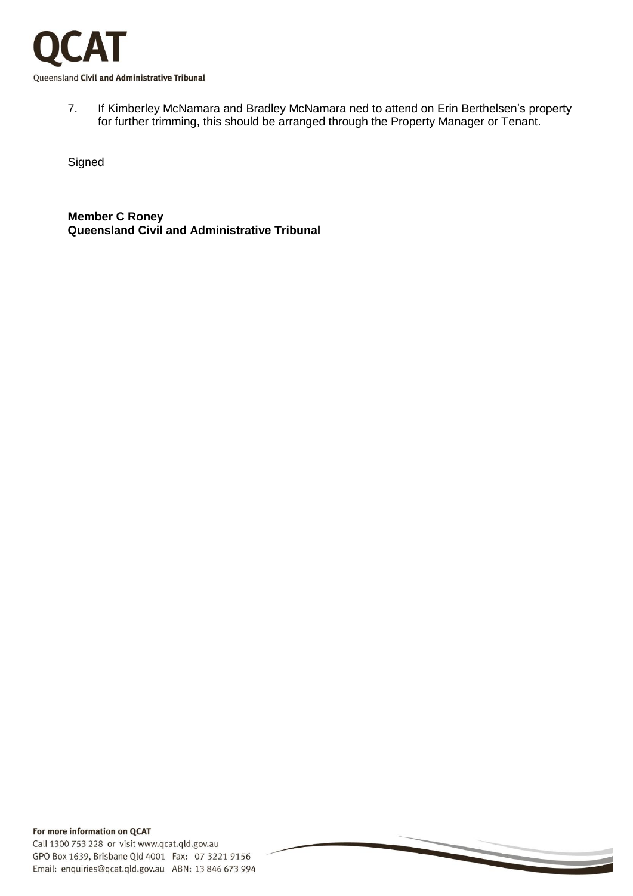7. If Kimberley McNamara and Bradley McNamara ned to attend on Erin Berthelsen's property for further trimming, this should be arranged through the Property Manager or Tenant.

Signed

**Member C Roney**
**Queensland Civil and Administrative Tribunal**